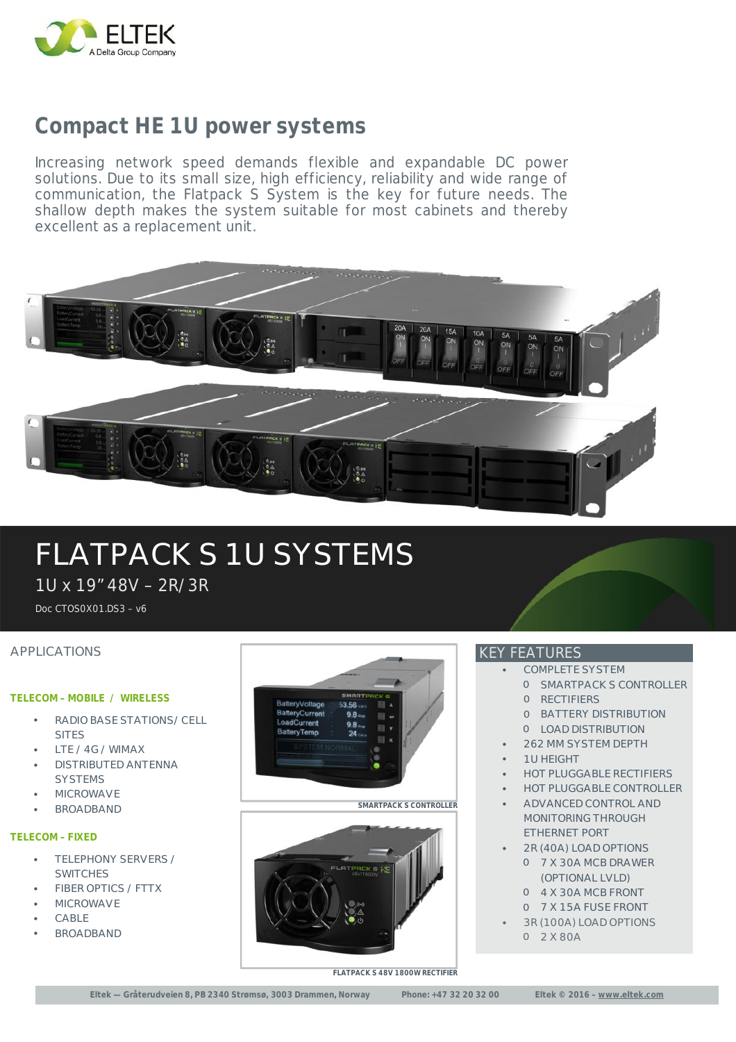# Compact HE 1U power systems

Increasing network speed demands flexible and expandable DC power solutions. Due to its small size, high efficiency, reliability and wide range of communication, the Flatpack S System is the key for future needs. The shallow depth makes the system suitable for most cabinets and thereby excellent as a replacement unit.

# FLATPACK S 1U SYSTEMS

1U x 19" 48V – 2R/3R

Doc CTOS0X01.DS3 – v6

## APPLICATIONS

**TELECOM – MOBILE / WIRELESS**

- RADIO BASE STATIONS/ CELL SITES
- LTE / 4G / WIMAX
- DISTRIBUTED ANTENNA SYSTEMS
- MICROWAVE
- BROADBAND

**TELECOM – FIXED**

- TELEPHONY SERVERS / SWITCHES
- FIBER OPTICS / FTTX
- MICROWAVE
- CABLE
- BROADBAND

SMARTPACK S CONTROLLER

FLATPACK S 48V 1800W RECTIFIER

## KEY FEATURES

- COMPLETE SYSTEM
  - SMARTPACK S CONTROLLER
  - RECTIFIERS
  - BATTERY DISTRIBUTION
  - LOAD DISTRIBUTION
- 262 MM SYSTEM DEPTH
- 1U HEIGHT
- HOT PLUGGABLE RECTIFIERS
- HOT PLUGGABLE CONTROLLER
- ADVANCED CONTROL AND MONITORING THROUGH ETHERNET PORT
- 2R (40A) LOAD OPTIONS
  - 7 X 30A MCB DRAWER (OPTIONAL LVLD)
  - 4 X 30A MCB FRONT
  - 7 X 15A FUSE FRONT
- 3R (100A) LOAD OPTIONS
  - 2 X 80A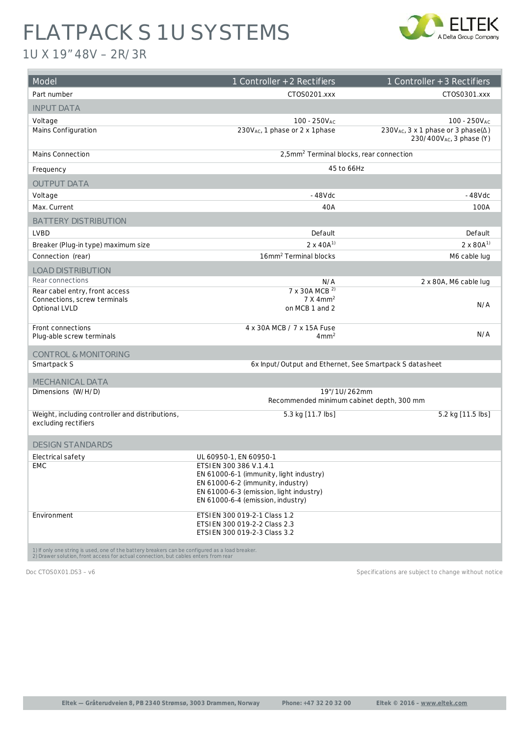# FLATPACK S 1U SYSTEMS

## 1U X 19" 48V – 2R/3R

| Model | 1 Controller + 2 Rectifiers | 1 Controller + 3 Rectifiers |
|---|---|---|
| Part number | CTOS0201.xxx | CTOS0301.xxx |
| **INPUT DATA** | | |
| Voltage | 100 - 250$V_{AC}$ | 100 - 250$V_{AC}$ |
| Mains Configuration | 230$V_{AC}$, 1 phase or 2 x 1phase | 230$V_{AC}$, 3 x 1 phase or 3 phase(Δ) 230/400$V_{AC}$, 3 phase (Y) |
| Mains Connection | 2,5$mm^2$ Terminal blocks, rear connection | |
| Frequency | 45 to 66Hz | |
| **OUTPUT DATA** | | |
| Voltage | - 48Vdc | - 48Vdc |
| Max. Current | 40A | 100A |
| **BATTERY DISTRIBUTION** | | |
| LVBD | Default | Default |
| Breaker (Plug-in type) maximum size | 2 x 40A[1)] | 2 x 80A[1)] |
| Connection (rear) | 16$mm^2$ Terminal blocks | M6 cable lug |
| **LOAD DISTRIBUTION** | | |
| Rear connections | N/A | 2 x 80A, M6 cable lug |
| Rear cabel entry, front access<br>Connections, screw terminals<br>Optional LVLD | 7 x 30A MCB [2)]<br>7 X 4$mm^2$<br>on MCB 1 and 2 | N/A |
| Front connections<br>Plug-able screw terminals | 4 x 30A MCB / 7 x 15A Fuse<br>4$mm^2$ | N/A |
| **CONTROL & MONITORING** | | |
| Smartpack S | 6x Input/Output and Ethernet, See Smartpack S datasheet | |
| **MECHANICAL DATA** | | |
| Dimensions (W/H/D) | 19"/1U/262mm<br>Recommended minimum cabinet depth, 300 mm | |
| Weight, including controller and distributions, excluding rectifiers | 5.3 kg [11.7 lbs] | 5.2 kg [11.5 lbs] |
| **DESIGN STANDARDS** | | |
| Electrical safety | UL 60950-1, EN 60950-1 | |
| EMC | ETSI EN 300 386 V.1.4.1<br>EN 61000-6-1 (immunity, light industry)<br>EN 61000-6-2 (immunity, industry)<br>EN 61000-6-3 (emission, light industry)<br>EN 61000-6-4 (emission, industry) | |
| Environment | ETSI EN 300 019-2-1 Class 1.2<br>ETSI EN 300 019-2-2 Class 2.3<br>ETSI EN 300 019-2-3 Class 3.2 | |

1) If only one string is used, one of the battery breakers can be configured as a load breaker.
2) Drawer solution, front access for actual connection, but cables enters from rear

Doc CTOS0X01.DS3 – v6

Specifications are subject to change without notice

Eltek — Gråterudveien 8, PB 2340 Strømsø, 3003 Drammen, Norway Phone: +47 32 20 32 00 Eltek © 2016 – www.eltek.com